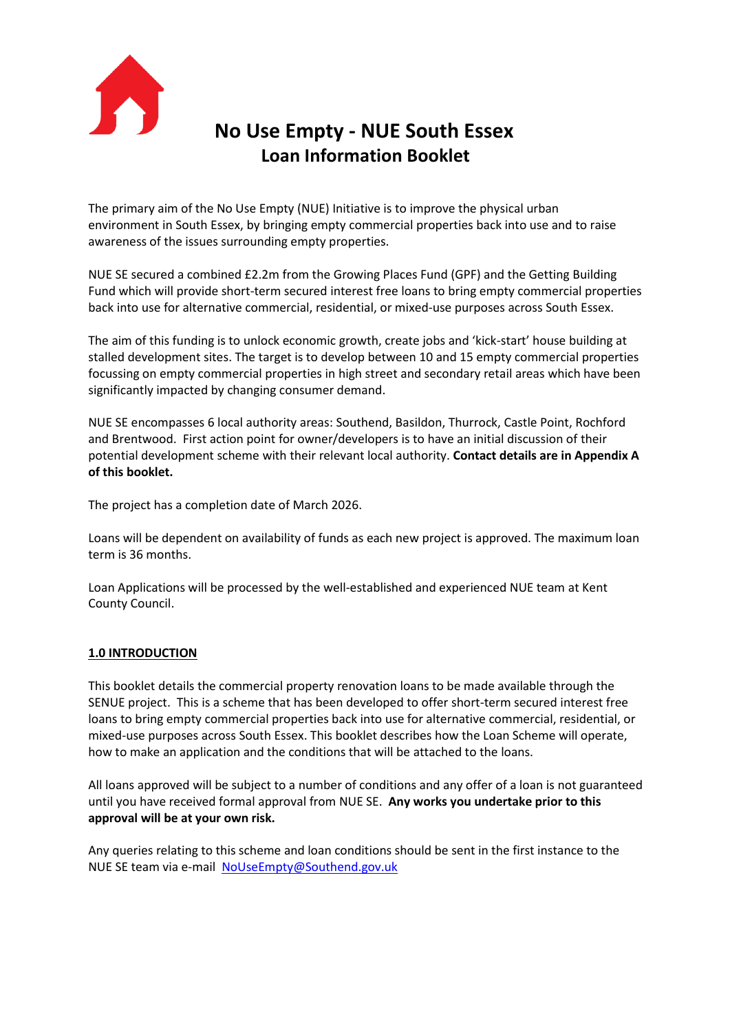# No Use Empty - NUE South Essex
## Loan Information Booklet

The primary aim of the No Use Empty (NUE) Initiative is to improve the physical urban environment in South Essex, by bringing empty commercial properties back into use and to raise awareness of the issues surrounding empty properties.

NUE SE secured a combined £2.2m from the Growing Places Fund (GPF) and the Getting Building Fund which will provide short-term secured interest free loans to bring empty commercial properties back into use for alternative commercial, residential, or mixed-use purposes across South Essex.

The aim of this funding is to unlock economic growth, create jobs and 'kick-start' house building at stalled development sites. The target is to develop between 10 and 15 empty commercial properties focussing on empty commercial properties in high street and secondary retail areas which have been significantly impacted by changing consumer demand.

NUE SE encompasses 6 local authority areas: Southend, Basildon, Thurrock, Castle Point, Rochford and Brentwood. First action point for owner/developers is to have an initial discussion of their potential development scheme with their relevant local authority. **Contact details are in Appendix A of this booklet.**

The project has a completion date of March 2026.

Loans will be dependent on availability of funds as each new project is approved. The maximum loan term is 36 months.

Loan Applications will be processed by the well-established and experienced NUE team at Kent County Council.

## 1.0 INTRODUCTION

This booklet details the commercial property renovation loans to be made available through the SENUE project. This is a scheme that has been developed to offer short-term secured interest free loans to bring empty commercial properties back into use for alternative commercial, residential, or mixed-use purposes across South Essex. This booklet describes how the Loan Scheme will operate, how to make an application and the conditions that will be attached to the loans.

All loans approved will be subject to a number of conditions and any offer of a loan is not guaranteed until you have received formal approval from NUE SE. **Any works you undertake prior to this approval will be at your own risk.**

Any queries relating to this scheme and loan conditions should be sent in the first instance to the NUE SE team via e-mail NoUseEmpty@Southend.gov.uk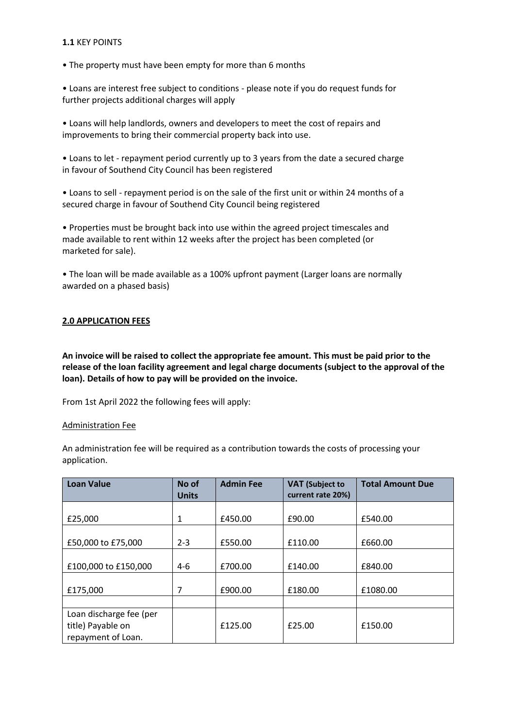**1.1** KEY POINTS

- The property must have been empty for more than 6 months
- Loans are interest free subject to conditions - please note if you do request funds for further projects additional charges will apply
- Loans will help landlords, owners and developers to meet the cost of repairs and improvements to bring their commercial property back into use.
- Loans to let - repayment period currently up to 3 years from the date a secured charge in favour of Southend City Council has been registered
- Loans to sell - repayment period is on the sale of the first unit or within 24 months of a secured charge in favour of Southend City Council being registered
- Properties must be brought back into use within the agreed project timescales and made available to rent within 12 weeks after the project has been completed (or marketed for sale).
- The loan will be made available as a 100% upfront payment (Larger loans are normally awarded on a phased basis)

## 2.0 APPLICATION FEES

**An invoice will be raised to collect the appropriate fee amount. This must be paid prior to the release of the loan facility agreement and legal charge documents (subject to the approval of the loan). Details of how to pay will be provided on the invoice.**

From 1st April 2022 the following fees will apply:

Administration Fee

An administration fee will be required as a contribution towards the costs of processing your application.

| Loan Value | No of Units | Admin Fee | VAT (Subject to current rate 20%) | Total Amount Due |
|---|---|---|---|---|
| £25,000 | 1 | £450.00 | £90.00 | £540.00 |
| £50,000 to £75,000 | 2-3 | £550.00 | £110.00 | £660.00 |
| £100,000 to £150,000 | 4-6 | £700.00 | £140.00 | £840.00 |
| £175,000 | 7 | £900.00 | £180.00 | £1080.00 |
| | | | | |
| Loan discharge fee (per title) Payable on repayment of Loan. | | £125.00 | £25.00 | £150.00 |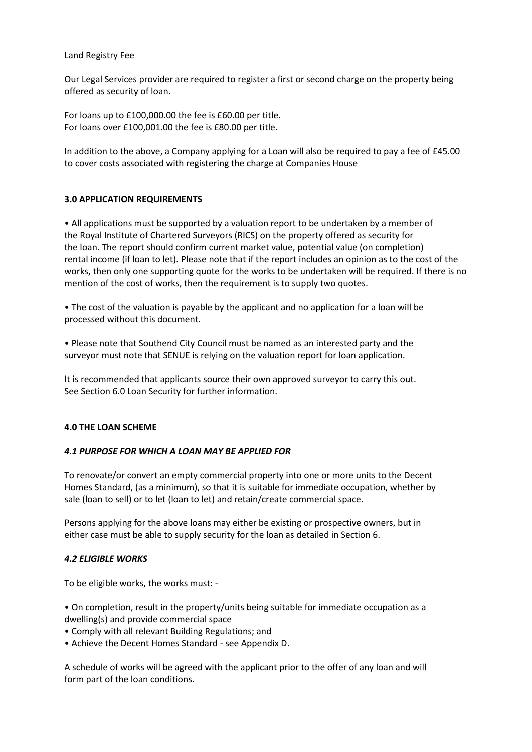Land Registry Fee

Our Legal Services provider are required to register a first or second charge on the property being offered as security of loan.

For loans up to £100,000.00 the fee is £60.00 per title.
For loans over £100,001.00 the fee is £80.00 per title.

In addition to the above, a Company applying for a Loan will also be required to pay a fee of £45.00 to cover costs associated with registering the charge at Companies House

## 3.0 APPLICATION REQUIREMENTS

- All applications must be supported by a valuation report to be undertaken by a member of the Royal Institute of Chartered Surveyors (RICS) on the property offered as security for the loan. The report should confirm current market value, potential value (on completion) rental income (if loan to let). Please note that if the report includes an opinion as to the cost of the works, then only one supporting quote for the works to be undertaken will be required. If there is no mention of the cost of works, then the requirement is to supply two quotes.

- The cost of the valuation is payable by the applicant and no application for a loan will be processed without this document.

- Please note that Southend City Council must be named as an interested party and the surveyor must note that SENUE is relying on the valuation report for loan application.

It is recommended that applicants source their own approved surveyor to carry this out. See Section 6.0 Loan Security for further information.

## 4.0 THE LOAN SCHEME

### *4.1 PURPOSE FOR WHICH A LOAN MAY BE APPLIED FOR*

To renovate/or convert an empty commercial property into one or more units to the Decent Homes Standard, (as a minimum), so that it is suitable for immediate occupation, whether by sale (loan to sell) or to let (loan to let) and retain/create commercial space.

Persons applying for the above loans may either be existing or prospective owners, but in either case must be able to supply security for the loan as detailed in Section 6.

### *4.2 ELIGIBLE WORKS*

To be eligible works, the works must: -

- On completion, result in the property/units being suitable for immediate occupation as a dwelling(s) and provide commercial space
- Comply with all relevant Building Regulations; and
- Achieve the Decent Homes Standard - see Appendix D.

A schedule of works will be agreed with the applicant prior to the offer of any loan and will form part of the loan conditions.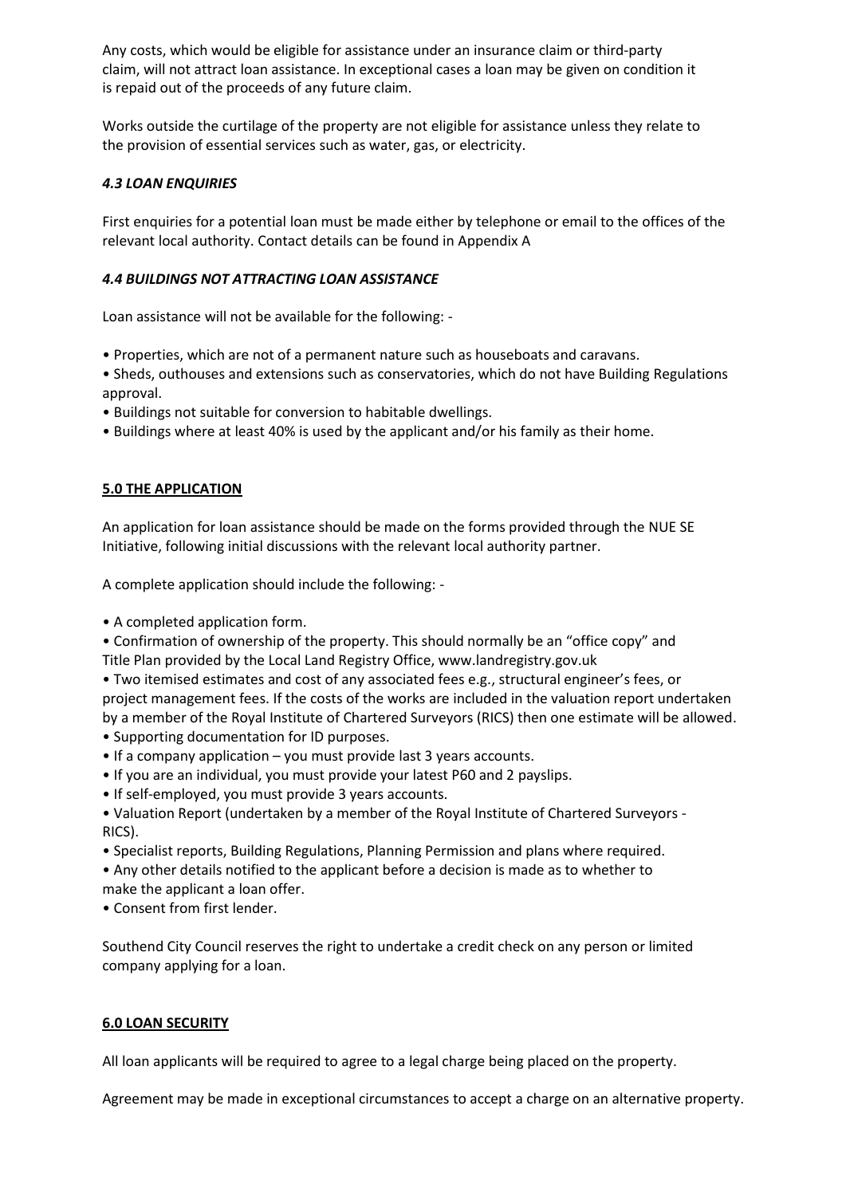Any costs, which would be eligible for assistance under an insurance claim or third-party claim, will not attract loan assistance. In exceptional cases a loan may be given on condition it is repaid out of the proceeds of any future claim.

Works outside the curtilage of the property are not eligible for assistance unless they relate to the provision of essential services such as water, gas, or electricity.

### *4.3 LOAN ENQUIRIES*

First enquiries for a potential loan must be made either by telephone or email to the offices of the relevant local authority. Contact details can be found in Appendix A

### *4.4 BUILDINGS NOT ATTRACTING LOAN ASSISTANCE*

Loan assistance will not be available for the following: -

- Properties, which are not of a permanent nature such as houseboats and caravans.
- Sheds, outhouses and extensions such as conservatories, which do not have Building Regulations approval.
- Buildings not suitable for conversion to habitable dwellings.
- Buildings where at least 40% is used by the applicant and/or his family as their home.

## 5.0 THE APPLICATION

An application for loan assistance should be made on the forms provided through the NUE SE Initiative, following initial discussions with the relevant local authority partner.

A complete application should include the following: -

- A completed application form.
- Confirmation of ownership of the property. This should normally be an "office copy" and Title Plan provided by the Local Land Registry Office, www.landregistry.gov.uk
- Two itemised estimates and cost of any associated fees e.g., structural engineer's fees, or project management fees. If the costs of the works are included in the valuation report undertaken by a member of the Royal Institute of Chartered Surveyors (RICS) then one estimate will be allowed.
- Supporting documentation for ID purposes.
- If a company application – you must provide last 3 years accounts.
- If you are an individual, you must provide your latest P60 and 2 payslips.
- If self-employed, you must provide 3 years accounts.
- Valuation Report (undertaken by a member of the Royal Institute of Chartered Surveyors - RICS).
- Specialist reports, Building Regulations, Planning Permission and plans where required.
- Any other details notified to the applicant before a decision is made as to whether to make the applicant a loan offer.
- Consent from first lender.

Southend City Council reserves the right to undertake a credit check on any person or limited company applying for a loan.

## 6.0 LOAN SECURITY

All loan applicants will be required to agree to a legal charge being placed on the property.

Agreement may be made in exceptional circumstances to accept a charge on an alternative property.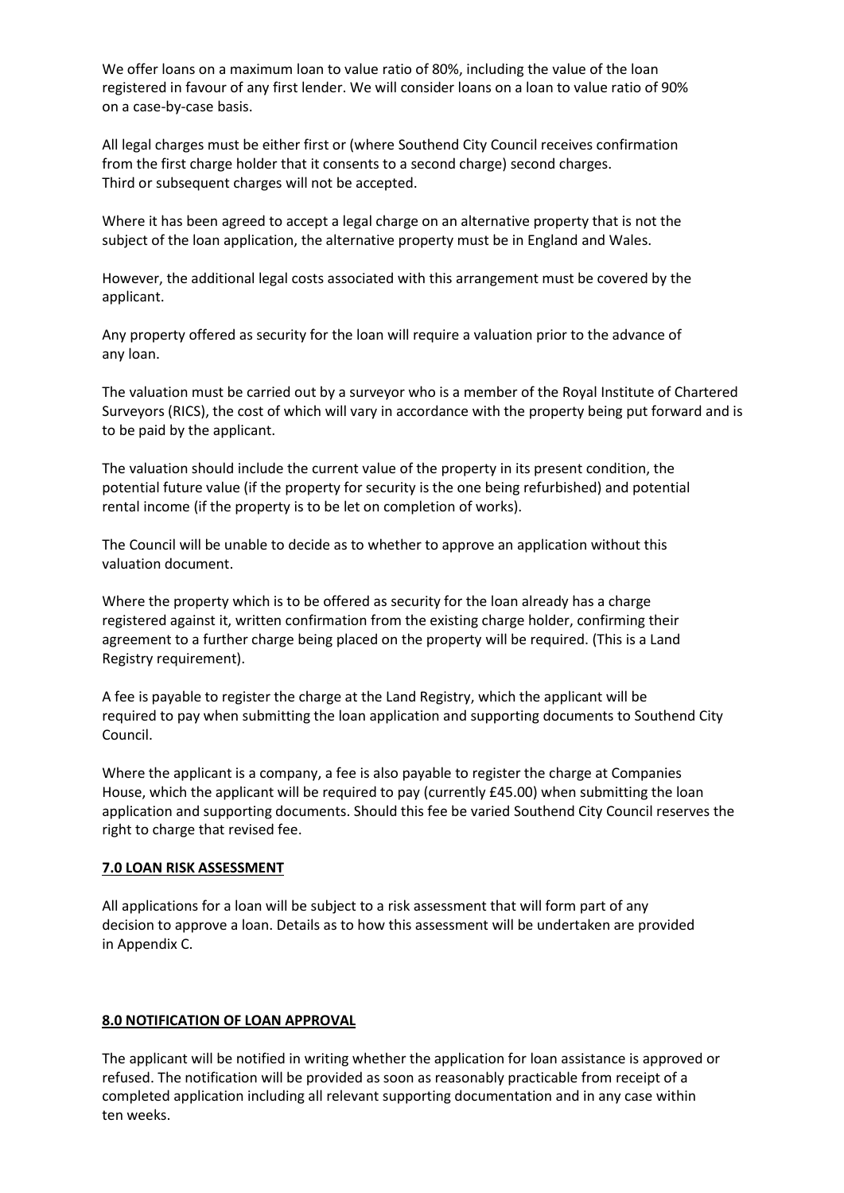We offer loans on a maximum loan to value ratio of 80%, including the value of the loan registered in favour of any first lender. We will consider loans on a loan to value ratio of 90% on a case-by-case basis.

All legal charges must be either first or (where Southend City Council receives confirmation from the first charge holder that it consents to a second charge) second charges. Third or subsequent charges will not be accepted.

Where it has been agreed to accept a legal charge on an alternative property that is not the subject of the loan application, the alternative property must be in England and Wales.

However, the additional legal costs associated with this arrangement must be covered by the applicant.

Any property offered as security for the loan will require a valuation prior to the advance of any loan.

The valuation must be carried out by a surveyor who is a member of the Royal Institute of Chartered Surveyors (RICS), the cost of which will vary in accordance with the property being put forward and is to be paid by the applicant.

The valuation should include the current value of the property in its present condition, the potential future value (if the property for security is the one being refurbished) and potential rental income (if the property is to be let on completion of works).

The Council will be unable to decide as to whether to approve an application without this valuation document.

Where the property which is to be offered as security for the loan already has a charge registered against it, written confirmation from the existing charge holder, confirming their agreement to a further charge being placed on the property will be required. (This is a Land Registry requirement).

A fee is payable to register the charge at the Land Registry, which the applicant will be required to pay when submitting the loan application and supporting documents to Southend City Council.

Where the applicant is a company, a fee is also payable to register the charge at Companies House, which the applicant will be required to pay (currently £45.00) when submitting the loan application and supporting documents. Should this fee be varied Southend City Council reserves the right to charge that revised fee.

## 7.0 LOAN RISK ASSESSMENT

All applications for a loan will be subject to a risk assessment that will form part of any decision to approve a loan. Details as to how this assessment will be undertaken are provided in Appendix C.

## 8.0 NOTIFICATION OF LOAN APPROVAL

The applicant will be notified in writing whether the application for loan assistance is approved or refused. The notification will be provided as soon as reasonably practicable from receipt of a completed application including all relevant supporting documentation and in any case within ten weeks.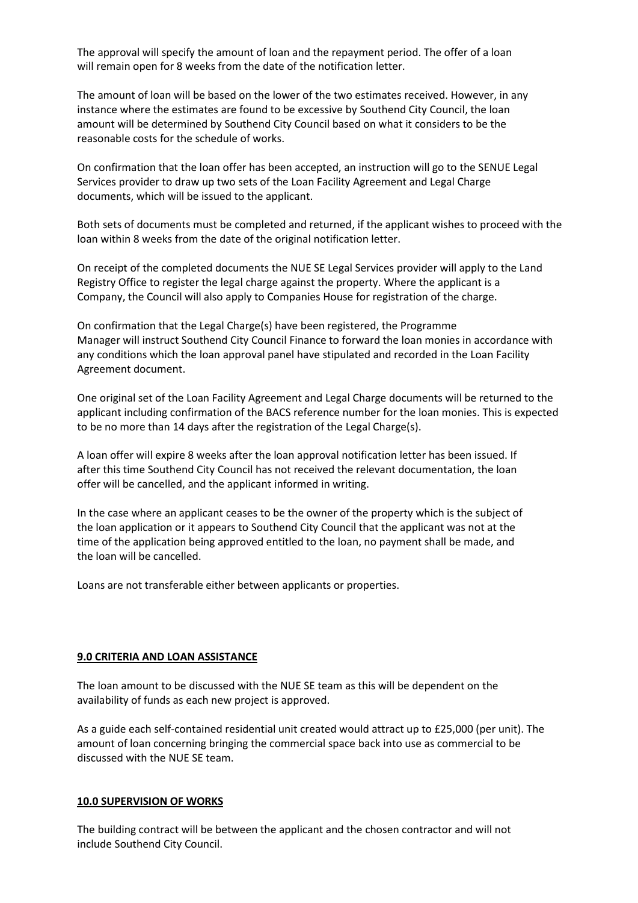The approval will specify the amount of loan and the repayment period. The offer of a loan will remain open for 8 weeks from the date of the notification letter.

The amount of loan will be based on the lower of the two estimates received. However, in any instance where the estimates are found to be excessive by Southend City Council, the loan amount will be determined by Southend City Council based on what it considers to be the reasonable costs for the schedule of works.

On confirmation that the loan offer has been accepted, an instruction will go to the SENUE Legal Services provider to draw up two sets of the Loan Facility Agreement and Legal Charge documents, which will be issued to the applicant.

Both sets of documents must be completed and returned, if the applicant wishes to proceed with the loan within 8 weeks from the date of the original notification letter.

On receipt of the completed documents the NUE SE Legal Services provider will apply to the Land Registry Office to register the legal charge against the property. Where the applicant is a Company, the Council will also apply to Companies House for registration of the charge.

On confirmation that the Legal Charge(s) have been registered, the Programme Manager will instruct Southend City Council Finance to forward the loan monies in accordance with any conditions which the loan approval panel have stipulated and recorded in the Loan Facility Agreement document.

One original set of the Loan Facility Agreement and Legal Charge documents will be returned to the applicant including confirmation of the BACS reference number for the loan monies. This is expected to be no more than 14 days after the registration of the Legal Charge(s).

A loan offer will expire 8 weeks after the loan approval notification letter has been issued. If after this time Southend City Council has not received the relevant documentation, the loan offer will be cancelled, and the applicant informed in writing.

In the case where an applicant ceases to be the owner of the property which is the subject of the loan application or it appears to Southend City Council that the applicant was not at the time of the application being approved entitled to the loan, no payment shall be made, and the loan will be cancelled.

Loans are not transferable either between applicants or properties.

## 9.0 CRITERIA AND LOAN ASSISTANCE

The loan amount to be discussed with the NUE SE team as this will be dependent on the availability of funds as each new project is approved.

As a guide each self-contained residential unit created would attract up to £25,000 (per unit). The amount of loan concerning bringing the commercial space back into use as commercial to be discussed with the NUE SE team.

## 10.0 SUPERVISION OF WORKS

The building contract will be between the applicant and the chosen contractor and will not include Southend City Council.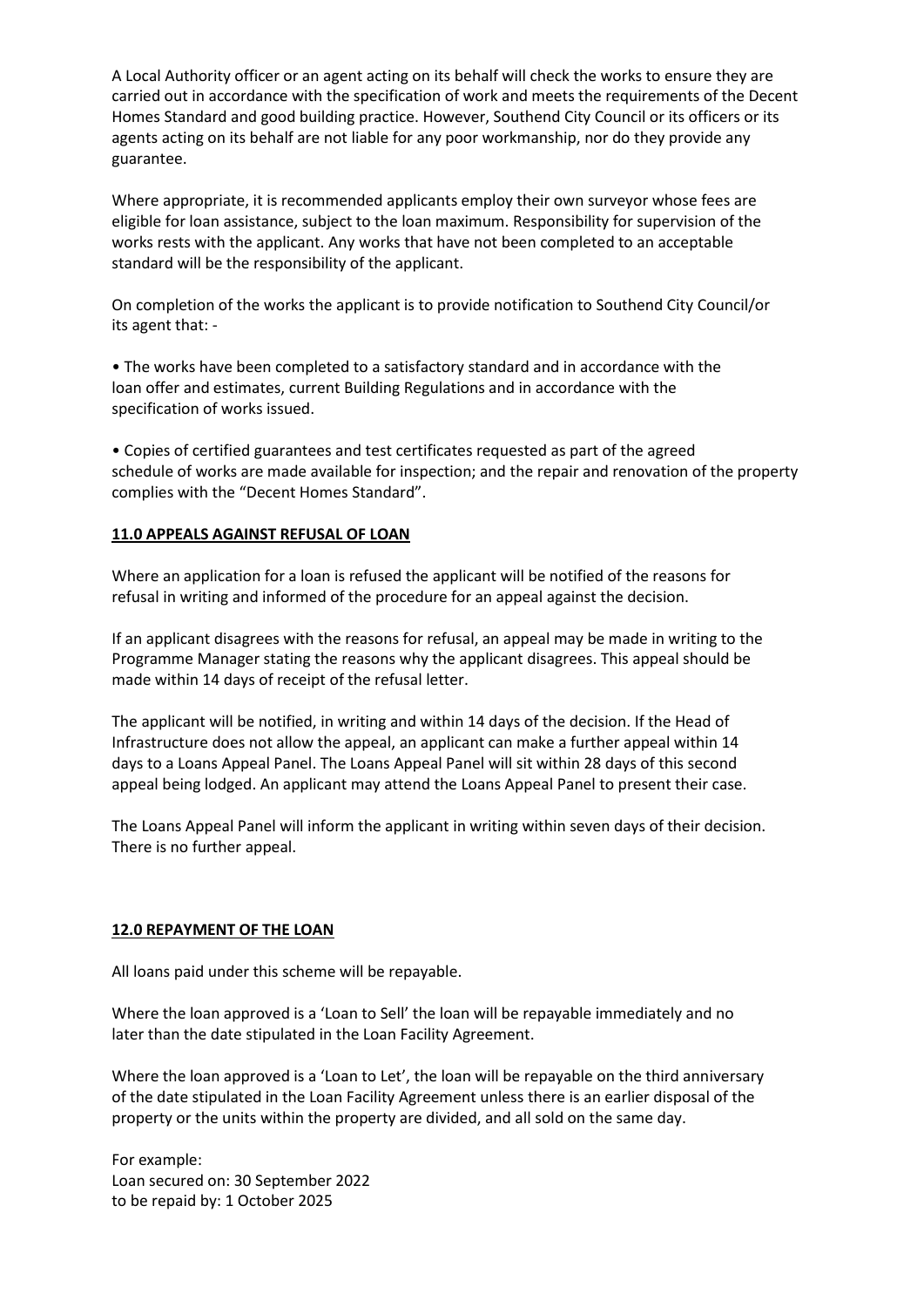A Local Authority officer or an agent acting on its behalf will check the works to ensure they are carried out in accordance with the specification of work and meets the requirements of the Decent Homes Standard and good building practice. However, Southend City Council or its officers or its agents acting on its behalf are not liable for any poor workmanship, nor do they provide any guarantee.

Where appropriate, it is recommended applicants employ their own surveyor whose fees are eligible for loan assistance, subject to the loan maximum. Responsibility for supervision of the works rests with the applicant. Any works that have not been completed to an acceptable standard will be the responsibility of the applicant.

On completion of the works the applicant is to provide notification to Southend City Council/or its agent that: -

- The works have been completed to a satisfactory standard and in accordance with the loan offer and estimates, current Building Regulations and in accordance with the specification of works issued.

- Copies of certified guarantees and test certificates requested as part of the agreed schedule of works are made available for inspection; and the repair and renovation of the property complies with the "Decent Homes Standard".

## 11.0 APPEALS AGAINST REFUSAL OF LOAN

Where an application for a loan is refused the applicant will be notified of the reasons for refusal in writing and informed of the procedure for an appeal against the decision.

If an applicant disagrees with the reasons for refusal, an appeal may be made in writing to the Programme Manager stating the reasons why the applicant disagrees. This appeal should be made within 14 days of receipt of the refusal letter.

The applicant will be notified, in writing and within 14 days of the decision. If the Head of Infrastructure does not allow the appeal, an applicant can make a further appeal within 14 days to a Loans Appeal Panel. The Loans Appeal Panel will sit within 28 days of this second appeal being lodged. An applicant may attend the Loans Appeal Panel to present their case.

The Loans Appeal Panel will inform the applicant in writing within seven days of their decision. There is no further appeal.

## 12.0 REPAYMENT OF THE LOAN

All loans paid under this scheme will be repayable.

Where the loan approved is a 'Loan to Sell' the loan will be repayable immediately and no later than the date stipulated in the Loan Facility Agreement.

Where the loan approved is a 'Loan to Let', the loan will be repayable on the third anniversary of the date stipulated in the Loan Facility Agreement unless there is an earlier disposal of the property or the units within the property are divided, and all sold on the same day.

For example:
Loan secured on: 30 September 2022
to be repaid by: 1 October 2025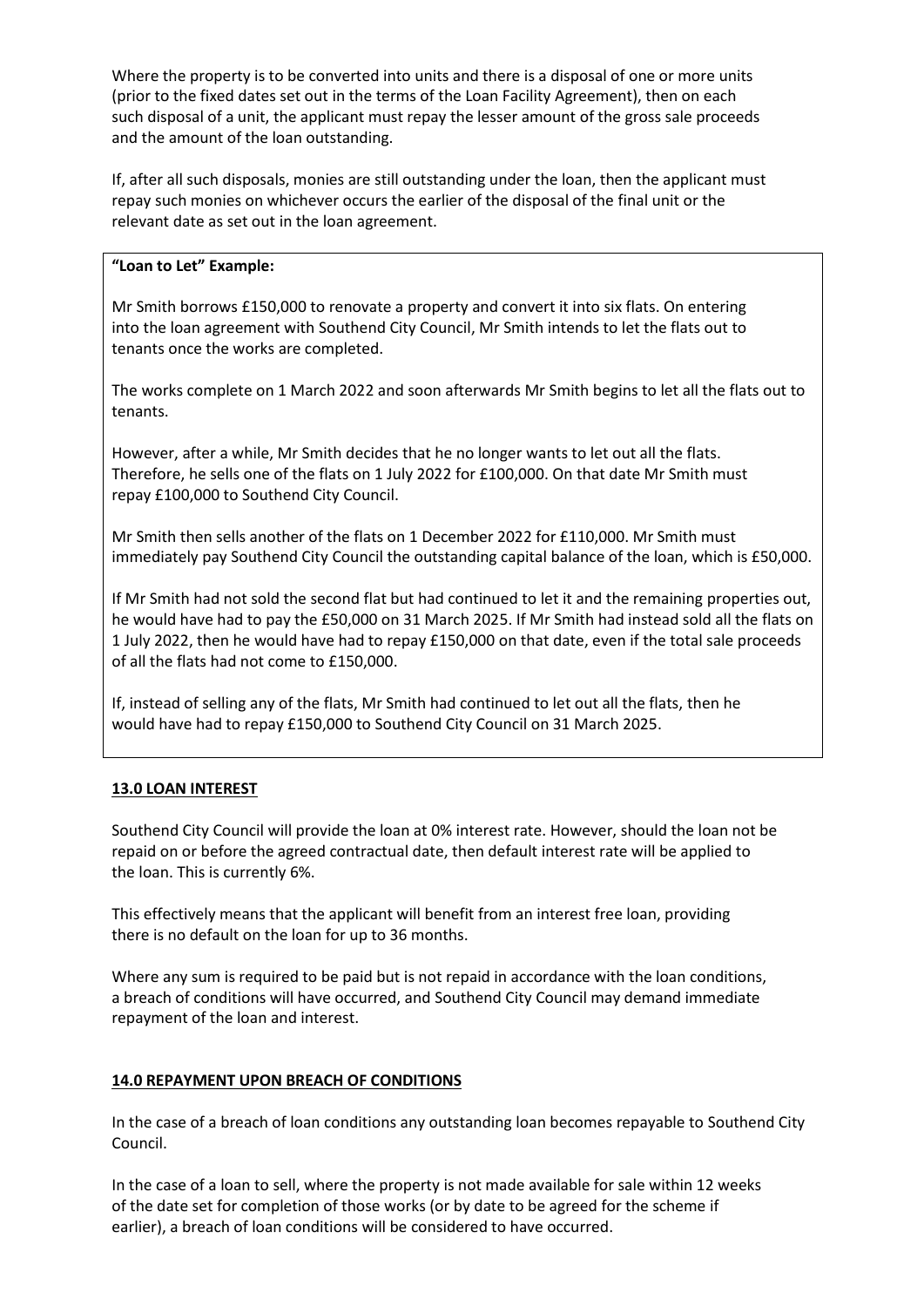Where the property is to be converted into units and there is a disposal of one or more units (prior to the fixed dates set out in the terms of the Loan Facility Agreement), then on each such disposal of a unit, the applicant must repay the lesser amount of the gross sale proceeds and the amount of the loan outstanding.

If, after all such disposals, monies are still outstanding under the loan, then the applicant must repay such monies on whichever occurs the earlier of the disposal of the final unit or the relevant date as set out in the loan agreement.

> **"Loan to Let" Example:**
>
> Mr Smith borrows £150,000 to renovate a property and convert it into six flats. On entering into the loan agreement with Southend City Council, Mr Smith intends to let the flats out to tenants once the works are completed.
>
> The works complete on 1 March 2022 and soon afterwards Mr Smith begins to let all the flats out to tenants.
>
> However, after a while, Mr Smith decides that he no longer wants to let out all the flats. Therefore, he sells one of the flats on 1 July 2022 for £100,000. On that date Mr Smith must repay £100,000 to Southend City Council.
>
> Mr Smith then sells another of the flats on 1 December 2022 for £110,000. Mr Smith must immediately pay Southend City Council the outstanding capital balance of the loan, which is £50,000.
>
> If Mr Smith had not sold the second flat but had continued to let it and the remaining properties out, he would have had to pay the £50,000 on 31 March 2025. If Mr Smith had instead sold all the flats on 1 July 2022, then he would have had to repay £150,000 on that date, even if the total sale proceeds of all the flats had not come to £150,000.
>
> If, instead of selling any of the flats, Mr Smith had continued to let out all the flats, then he would have had to repay £150,000 to Southend City Council on 31 March 2025.

## 13.0 LOAN INTEREST

Southend City Council will provide the loan at 0% interest rate. However, should the loan not be repaid on or before the agreed contractual date, then default interest rate will be applied to the loan. This is currently 6%.

This effectively means that the applicant will benefit from an interest free loan, providing there is no default on the loan for up to 36 months.

Where any sum is required to be paid but is not repaid in accordance with the loan conditions, a breach of conditions will have occurred, and Southend City Council may demand immediate repayment of the loan and interest.

## 14.0 REPAYMENT UPON BREACH OF CONDITIONS

In the case of a breach of loan conditions any outstanding loan becomes repayable to Southend City Council.

In the case of a loan to sell, where the property is not made available for sale within 12 weeks of the date set for completion of those works (or by date to be agreed for the scheme if earlier), a breach of loan conditions will be considered to have occurred.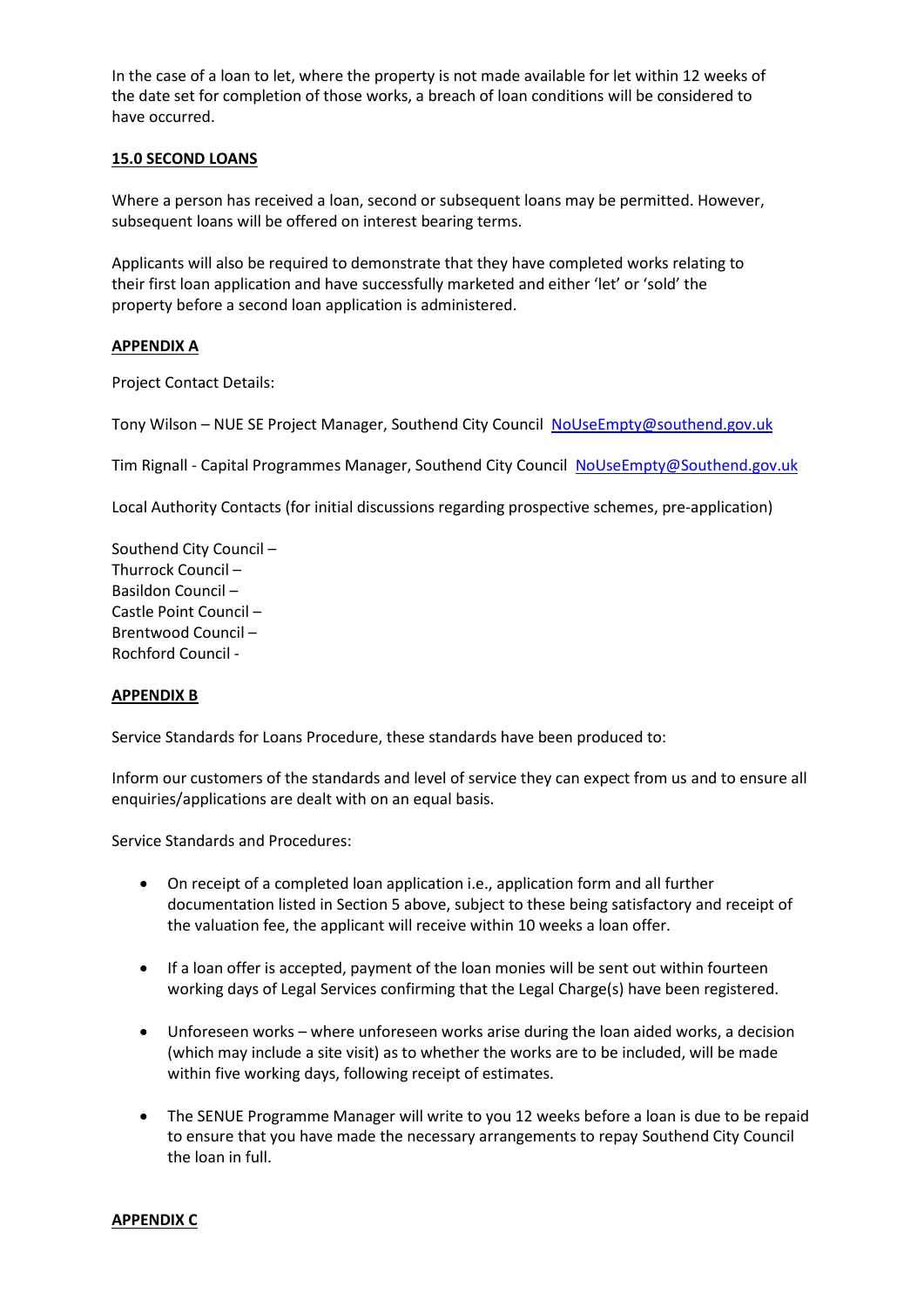In the case of a loan to let, where the property is not made available for let within 12 weeks of the date set for completion of those works, a breach of loan conditions will be considered to have occurred.

## 15.0 SECOND LOANS

Where a person has received a loan, second or subsequent loans may be permitted. However, subsequent loans will be offered on interest bearing terms.

Applicants will also be required to demonstrate that they have completed works relating to their first loan application and have successfully marketed and either 'let' or 'sold' the property before a second loan application is administered.

## APPENDIX A

Project Contact Details:

Tony Wilson – NUE SE Project Manager, Southend City Council NoUseEmpty@southend.gov.uk

Tim Rignall - Capital Programmes Manager, Southend City Council NoUseEmpty@Southend.gov.uk

Local Authority Contacts (for initial discussions regarding prospective schemes, pre-application)

Southend City Council –
Thurrock Council –
Basildon Council –
Castle Point Council –
Brentwood Council –
Rochford Council -

## APPENDIX B

Service Standards for Loans Procedure, these standards have been produced to:

Inform our customers of the standards and level of service they can expect from us and to ensure all enquiries/applications are dealt with on an equal basis.

Service Standards and Procedures:

- On receipt of a completed loan application i.e., application form and all further documentation listed in Section 5 above, subject to these being satisfactory and receipt of the valuation fee, the applicant will receive within 10 weeks a loan offer.
- If a loan offer is accepted, payment of the loan monies will be sent out within fourteen working days of Legal Services confirming that the Legal Charge(s) have been registered.
- Unforeseen works – where unforeseen works arise during the loan aided works, a decision (which may include a site visit) as to whether the works are to be included, will be made within five working days, following receipt of estimates.
- The SENUE Programme Manager will write to you 12 weeks before a loan is due to be repaid to ensure that you have made the necessary arrangements to repay Southend City Council the loan in full.

## APPENDIX C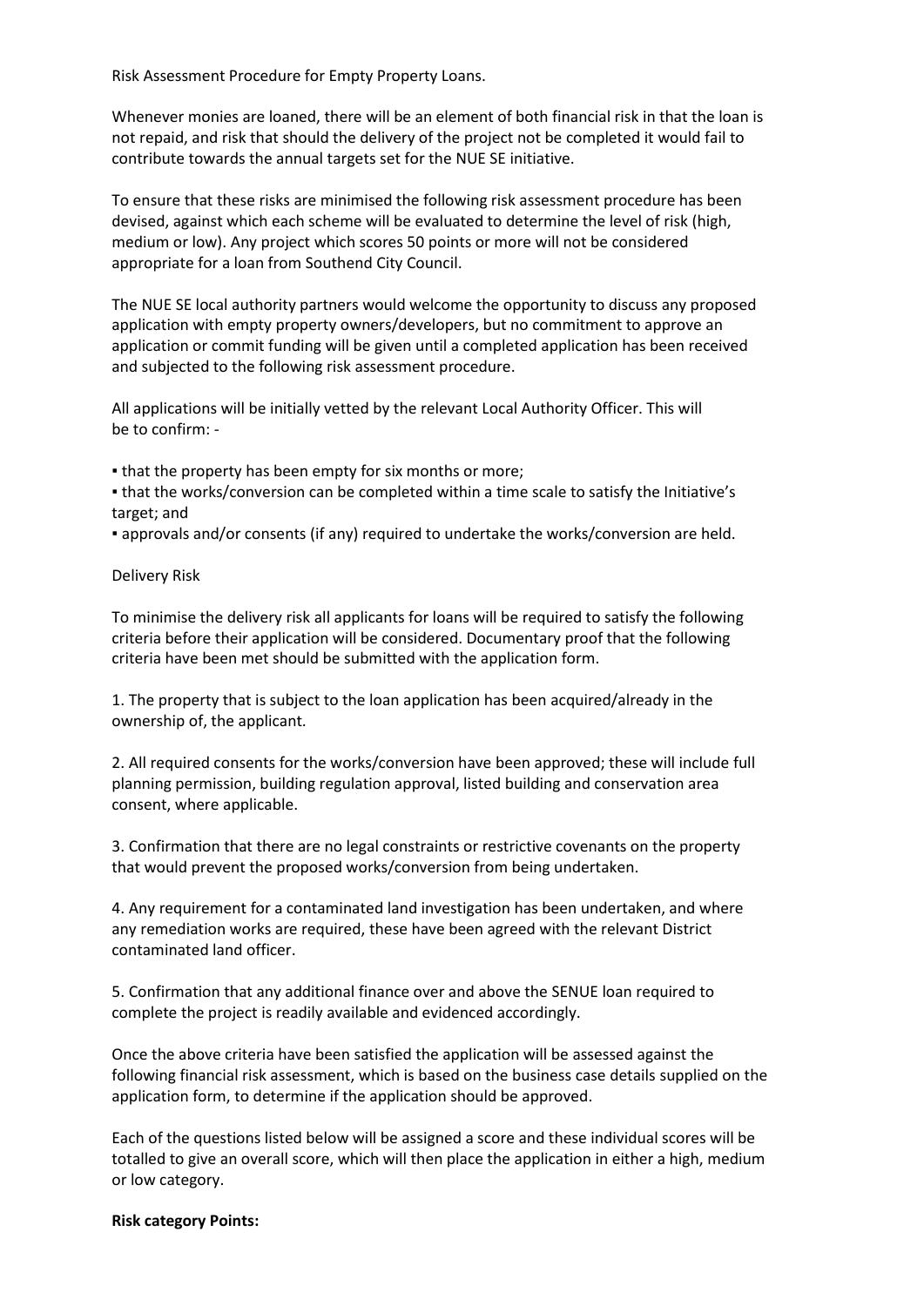Risk Assessment Procedure for Empty Property Loans.

Whenever monies are loaned, there will be an element of both financial risk in that the loan is not repaid, and risk that should the delivery of the project not be completed it would fail to contribute towards the annual targets set for the NUE SE initiative.

To ensure that these risks are minimised the following risk assessment procedure has been devised, against which each scheme will be evaluated to determine the level of risk (high, medium or low). Any project which scores 50 points or more will not be considered appropriate for a loan from Southend City Council.

The NUE SE local authority partners would welcome the opportunity to discuss any proposed application with empty property owners/developers, but no commitment to approve an application or commit funding will be given until a completed application has been received and subjected to the following risk assessment procedure.

All applications will be initially vetted by the relevant Local Authority Officer. This will be to confirm: -

- that the property has been empty for six months or more;
- that the works/conversion can be completed within a time scale to satisfy the Initiative's target; and
- approvals and/or consents (if any) required to undertake the works/conversion are held.

Delivery Risk

To minimise the delivery risk all applicants for loans will be required to satisfy the following criteria before their application will be considered. Documentary proof that the following criteria have been met should be submitted with the application form.

1. The property that is subject to the loan application has been acquired/already in the ownership of, the applicant.

2. All required consents for the works/conversion have been approved; these will include full planning permission, building regulation approval, listed building and conservation area consent, where applicable.

3. Confirmation that there are no legal constraints or restrictive covenants on the property that would prevent the proposed works/conversion from being undertaken.

4. Any requirement for a contaminated land investigation has been undertaken, and where any remediation works are required, these have been agreed with the relevant District contaminated land officer.

5. Confirmation that any additional finance over and above the SENUE loan required to complete the project is readily available and evidenced accordingly.

Once the above criteria have been satisfied the application will be assessed against the following financial risk assessment, which is based on the business case details supplied on the application form, to determine if the application should be approved.

Each of the questions listed below will be assigned a score and these individual scores will be totalled to give an overall score, which will then place the application in either a high, medium or low category.

**Risk category Points:**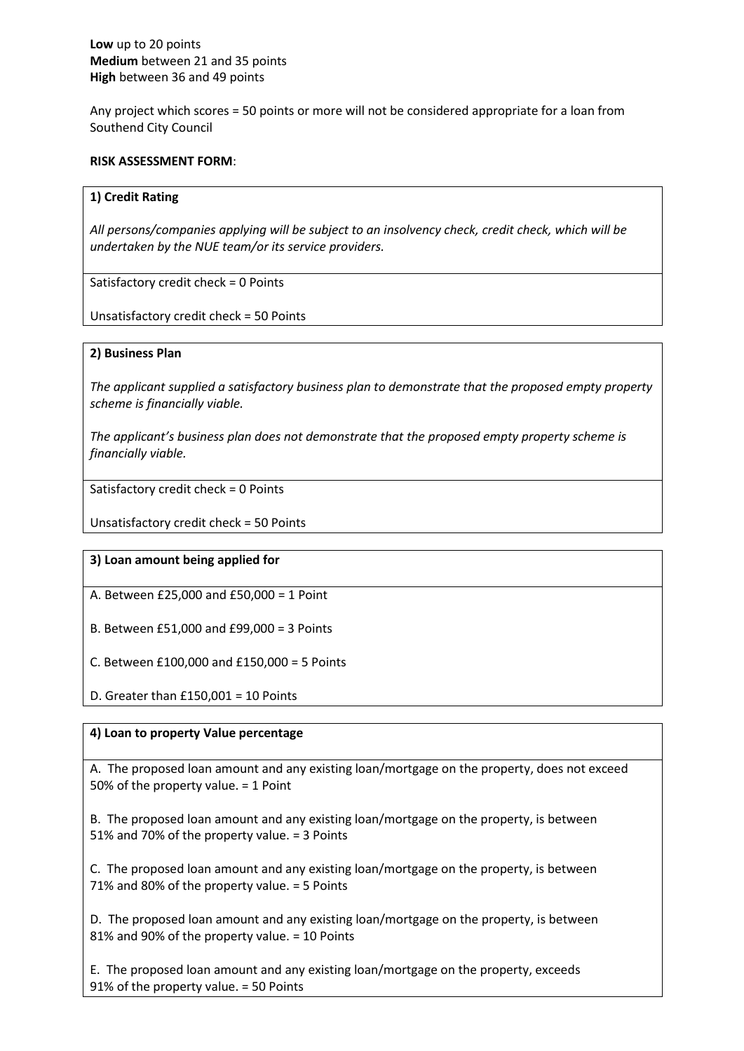**Low** up to 20 points
**Medium** between 21 and 35 points
**High** between 36 and 49 points

Any project which scores = 50 points or more will not be considered appropriate for a loan from Southend City Council

**RISK ASSESSMENT FORM**:

| **1) Credit Rating**<br><br>*All persons/companies applying will be subject to an insolvency check, credit check, which will be undertaken by the NUE team/or its service providers.* |
|---|
| Satisfactory credit check = 0 Points<br><br>Unsatisfactory credit check = 50 Points |

| **2) Business Plan**<br><br>*The applicant supplied a satisfactory business plan to demonstrate that the proposed empty property scheme is financially viable.*<br><br>*The applicant's business plan does not demonstrate that the proposed empty property scheme is financially viable.* |
|---|
| Satisfactory credit check = 0 Points<br><br>Unsatisfactory credit check = 50 Points |

| **3) Loan amount being applied for** |
|---|
| A. Between £25,000 and £50,000 = 1 Point<br><br>B. Between £51,000 and £99,000 = 3 Points<br><br>C. Between £100,000 and £150,000 = 5 Points<br><br>D. Greater than £150,001 = 10 Points |

| **4) Loan to property Value percentage** |
|---|
| A. The proposed loan amount and any existing loan/mortgage on the property, does not exceed 50% of the property value. = 1 Point<br><br>B. The proposed loan amount and any existing loan/mortgage on the property, is between 51% and 70% of the property value. = 3 Points<br><br>C. The proposed loan amount and any existing loan/mortgage on the property, is between 71% and 80% of the property value. = 5 Points<br><br>D. The proposed loan amount and any existing loan/mortgage on the property, is between 81% and 90% of the property value. = 10 Points<br><br>E. The proposed loan amount and any existing loan/mortgage on the property, exceeds 91% of the property value. = 50 Points |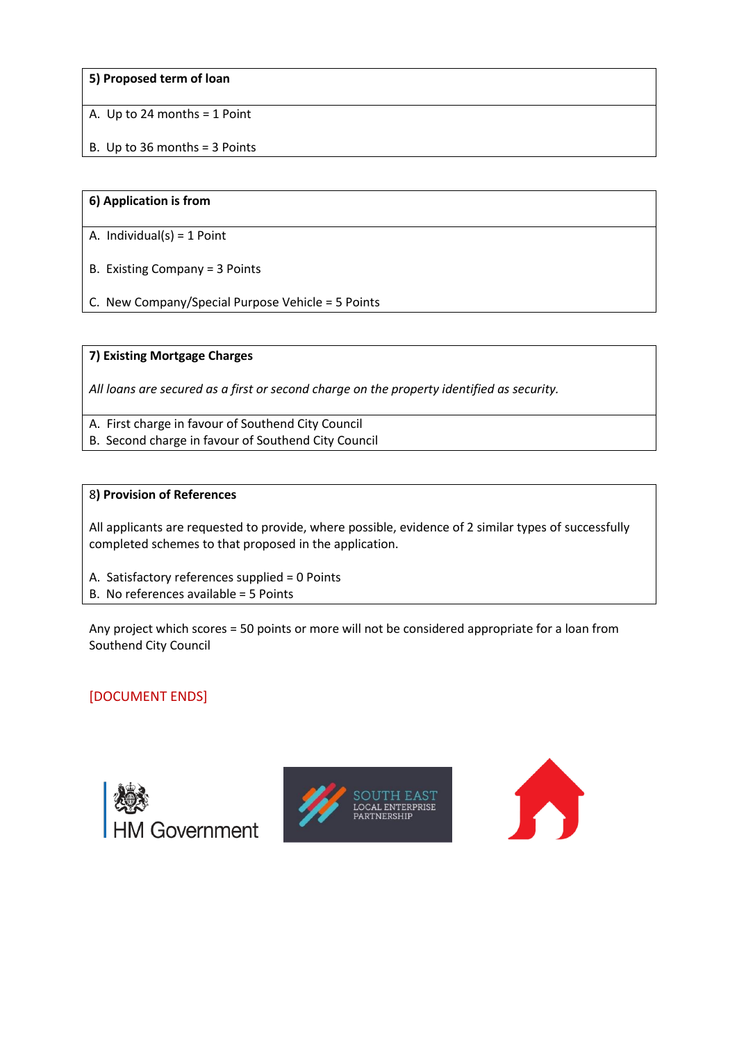| **5) Proposed term of loan** |
|---|
| A. Up to 24 months = 1 Point<br><br>B. Up to 36 months = 3 Points |

| **6) Application is from** |
|---|
| A. Individual(s) = 1 Point<br><br>B. Existing Company = 3 Points<br><br>C. New Company/Special Purpose Vehicle = 5 Points |

| **7) Existing Mortgage Charges**<br><br>*All loans are secured as a first or second charge on the property identified as security.* |
|---|
| A. First charge in favour of Southend City Council<br>B. Second charge in favour of Southend City Council |

| 8**) Provision of References**<br><br>All applicants are requested to provide, where possible, evidence of 2 similar types of successfully completed schemes to that proposed in the application.<br><br>A. Satisfactory references supplied = 0 Points<br>B. No references available = 5 Points |
|---|

Any project which scores = 50 points or more will not be considered appropriate for a loan from Southend City Council

[DOCUMENT ENDS]

HM Government

SOUTH EAST LOCAL ENTERPRISE PARTNERSHIP